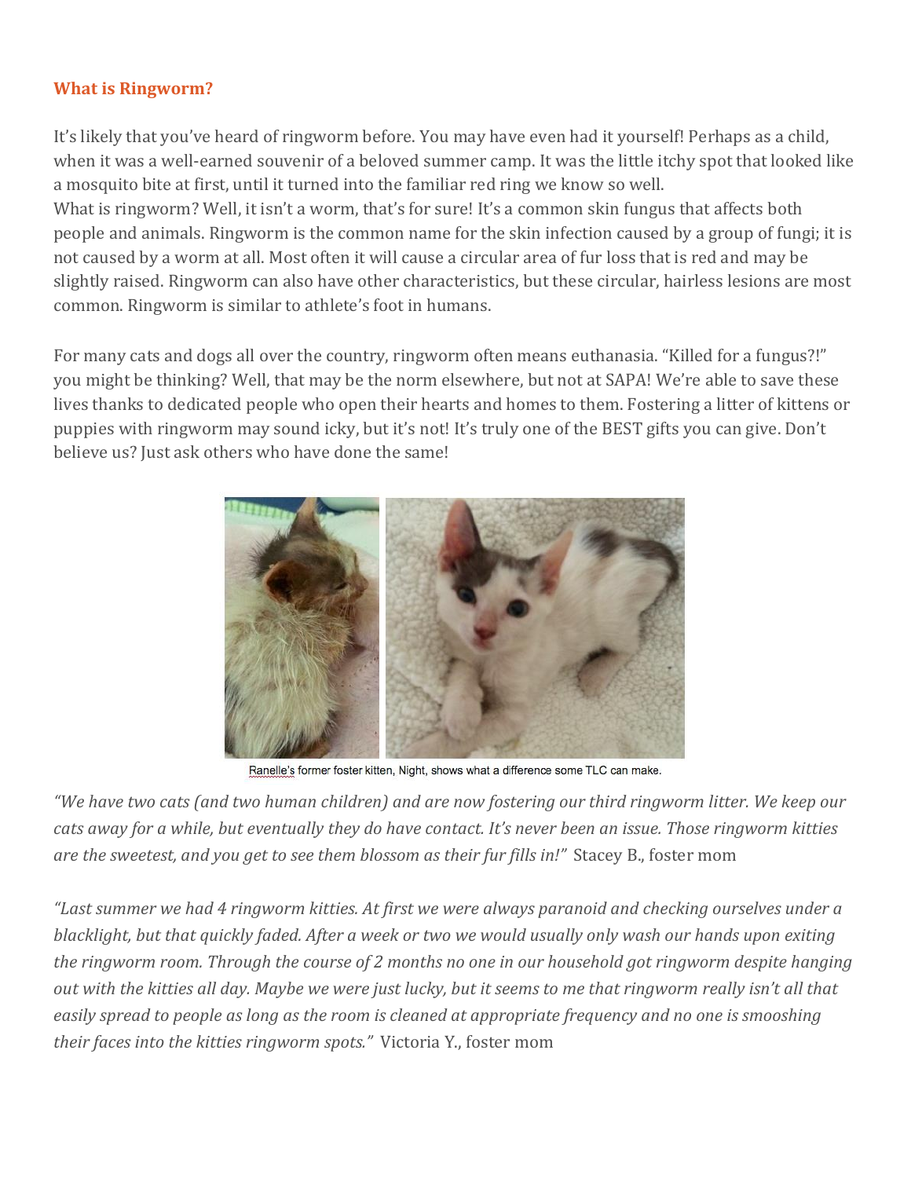## What is Ringworm?

It's likely that you've heard of ringworm before. You may have even had it yourself! Perhaps as a child, when it was a well-earned souvenir of a beloved summer camp. It was the little itchy spot that looked like a mosquito bite at first, until it turned into the familiar red ring we know so well.
What is ringworm? Well, it isn't a worm, that's for sure! It's a common skin fungus that affects both people and animals. Ringworm is the common name for the skin infection caused by a group of fungi; it is not caused by a worm at all. Most often it will cause a circular area of fur loss that is red and may be slightly raised. Ringworm can also have other characteristics, but these circular, hairless lesions are most common. Ringworm is similar to athlete's foot in humans.

For many cats and dogs all over the country, ringworm often means euthanasia. "Killed for a fungus?!" you might be thinking? Well, that may be the norm elsewhere, but not at SAPA! We're able to save these lives thanks to dedicated people who open their hearts and homes to them. Fostering a litter of kittens or puppies with ringworm may sound icky, but it's not! It's truly one of the BEST gifts you can give. Don't believe us? Just ask others who have done the same!

Ranelle's former foster kitten, Night, shows what a difference some TLC can make.

*"We have two cats (and two human children) and are now fostering our third ringworm litter. We keep our cats away for a while, but eventually they do have contact. It's never been an issue. Those ringworm kitties are the sweetest, and you get to see them blossom as their fur fills in!"* Stacey B., foster mom

*"Last summer we had 4 ringworm kitties. At first we were always paranoid and checking ourselves under a blacklight, but that quickly faded. After a week or two we would usually only wash our hands upon exiting the ringworm room. Through the course of 2 months no one in our household got ringworm despite hanging out with the kitties all day. Maybe we were just lucky, but it seems to me that ringworm really isn't all that easily spread to people as long as the room is cleaned at appropriate frequency and no one is smooshing their faces into the kitties ringworm spots."* Victoria Y., foster mom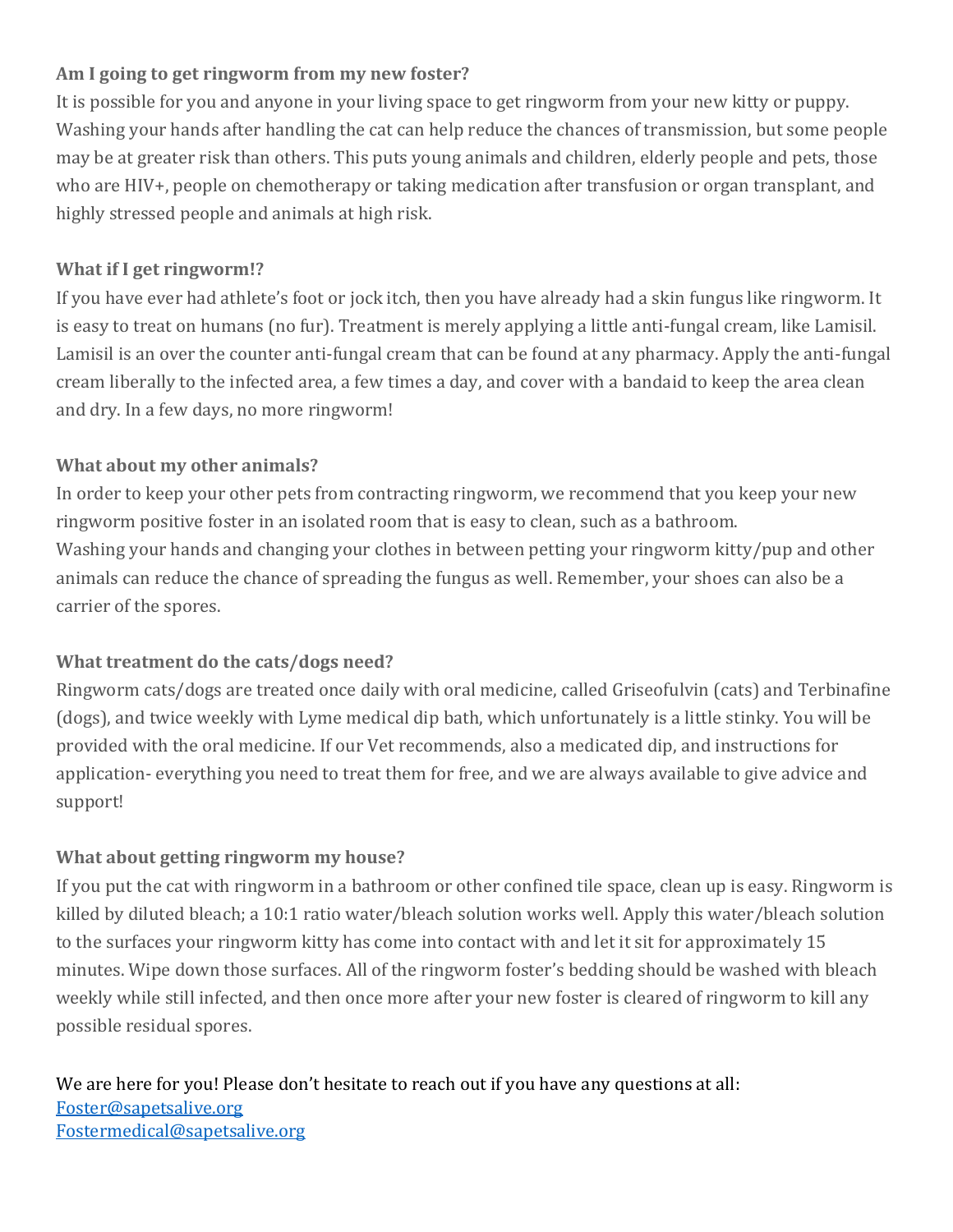**Am I going to get ringworm from my new foster?**

It is possible for you and anyone in your living space to get ringworm from your new kitty or puppy. Washing your hands after handling the cat can help reduce the chances of transmission, but some people may be at greater risk than others. This puts young animals and children, elderly people and pets, those who are HIV+, people on chemotherapy or taking medication after transfusion or organ transplant, and highly stressed people and animals at high risk.

**What if I get ringworm!?**

If you have ever had athlete's foot or jock itch, then you have already had a skin fungus like ringworm. It is easy to treat on humans (no fur). Treatment is merely applying a little anti-fungal cream, like Lamisil. Lamisil is an over the counter anti-fungal cream that can be found at any pharmacy. Apply the anti-fungal cream liberally to the infected area, a few times a day, and cover with a bandaid to keep the area clean and dry. In a few days, no more ringworm!

**What about my other animals?**

In order to keep your other pets from contracting ringworm, we recommend that you keep your new ringworm positive foster in an isolated room that is easy to clean, such as a bathroom.
Washing your hands and changing your clothes in between petting your ringworm kitty/pup and other animals can reduce the chance of spreading the fungus as well. Remember, your shoes can also be a carrier of the spores.

**What treatment do the cats/dogs need?**

Ringworm cats/dogs are treated once daily with oral medicine, called Griseofulvin (cats) and Terbinafine (dogs), and twice weekly with Lyme medical dip bath, which unfortunately is a little stinky. You will be provided with the oral medicine. If our Vet recommends, also a medicated dip, and instructions for application- everything you need to treat them for free, and we are always available to give advice and support!

**What about getting ringworm my house?**

If you put the cat with ringworm in a bathroom or other confined tile space, clean up is easy. Ringworm is killed by diluted bleach; a 10:1 ratio water/bleach solution works well. Apply this water/bleach solution to the surfaces your ringworm kitty has come into contact with and let it sit for approximately 15 minutes. Wipe down those surfaces. All of the ringworm foster's bedding should be washed with bleach weekly while still infected, and then once more after your new foster is cleared of ringworm to kill any possible residual spores.

We are here for you! Please don't hesitate to reach out if you have any questions at all:
Foster@sapetsalive.org
Fostermedical@sapetsalive.org